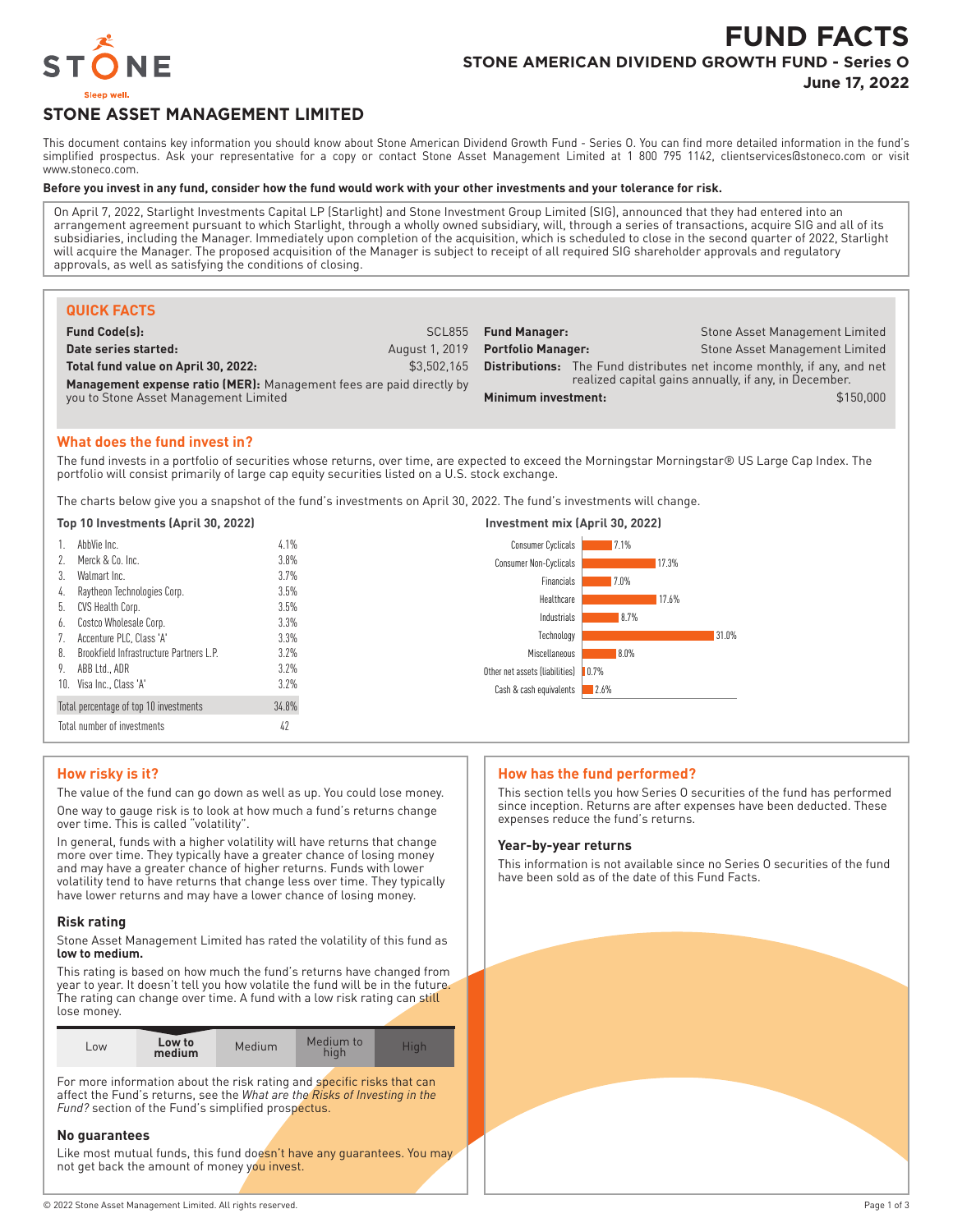# FUND FACTS

## STONE AMERICAN DIVIDEND GROWTH FUND - Series O

**June 17, 2022**

## STONE ASSET MANAGEMENT LIMITED

This document contains key information you should know about Stone American Dividend Growth Fund - Series O. You can find more detailed information in the fund's simplified prospectus. Ask your representative for a copy or contact Stone Asset Management Limited at 1 800 795 1142, clientservices@stoneco.com or visit www.stoneco.com.

**Before you invest in any fund, consider how the fund would work with your other investments and your tolerance for risk.**

On April 7, 2022, Starlight Investments Capital LP (Starlight) and Stone Investment Group Limited (SIG), announced that they had entered into an arrangement agreement pursuant to which Starlight, through a wholly owned subsidiary, will, through a series of transactions, acquire SIG and all of its subsidiaries, including the Manager. Immediately upon completion of the acquisition, which is scheduled to close in the second quarter of 2022, Starlight will acquire the Manager. The proposed acquisition of the Manager is subject to receipt of all required SIG shareholder approvals and regulatory approvals, as well as satisfying the conditions of closing.

### QUICK FACTS

| | |
|---|---|
| **Fund Code(s):** | SCL855 |
| **Date series started:** | August 1, 2019 |
| **Total fund value on April 30, 2022:** | $3,502,165 |
| **Management expense ratio (MER):** | Management fees are paid directly by you to Stone Asset Management Limited |
| **Fund Manager:** | Stone Asset Management Limited |
| **Portfolio Manager:** | Stone Asset Management Limited |
| **Distributions:** | The Fund distributes net income monthly, if any, and net realized capital gains annually, if any, in December. |
| **Minimum investment:** | $150,000 |

### What does the fund invest in?

The fund invests in a portfolio of securities whose returns, over time, are expected to exceed the Morningstar Morningstar® US Large Cap Index. The portfolio will consist primarily of large cap equity securities listed on a U.S. stock exchange.

The charts below give you a snapshot of the fund's investments on April 30, 2022. The fund's investments will change.

**Top 10 Investments (April 30, 2022)**

| | Investment | % |
|---|---|---|
| 1. | AbbVie Inc. | 4.1% |
| 2. | Merck & Co. Inc. | 3.8% |
| 3. | Walmart Inc. | 3.7% |
| 4. | Raytheon Technologies Corp. | 3.5% |
| 5. | CVS Health Corp. | 3.5% |
| 6. | Costco Wholesale Corp. | 3.3% |
| 7. | Accenture PLC, Class 'A' | 3.3% |
| 8. | Brookfield Infrastructure Partners L.P. | 3.2% |
| 9. | ABB Ltd., ADR | 3.2% |
| 10. | Visa Inc., Class 'A' | 3.2% |
| | Total percentage of top 10 investments | 34.8% |
| | Total number of investments | 42 |

**Investment mix (April 30, 2022)**

| Sector | % |
|---|---|
| Consumer Cyclicals | 7.1% |
| Consumer Non-Cyclicals | 17.3% |
| Financials | 7.0% |
| Healthcare | 17.6% |
| Industrials | 8.7% |
| Technology | 31.0% |
| Miscellaneous | 8.0% |
| Other net assets (liabilities) | 0.7% |
| Cash & cash equivalents | 2.6% |

### How risky is it?

The value of the fund can go down as well as up. You could lose money.

One way to gauge risk is to look at how much a fund's returns change over time. This is called "volatility".

In general, funds with a higher volatility will have returns that change more over time. They typically have a greater chance of losing money and may have a greater chance of higher returns. Funds with lower volatility tend to have returns that change less over time. They typically have lower returns and may have a lower chance of losing money.

#### Risk rating

Stone Asset Management Limited has rated the volatility of this fund as **low to medium.**

This rating is based on how much the fund's returns have changed from year to year. It doesn't tell you how volatile the fund will be in the future. The rating can change over time. A fund with a low risk rating can still lose money.

| Low | **Low to medium** | Medium | Medium to high | High |
|---|---|---|---|---|

For more information about the risk rating and specific risks that can affect the Fund's returns, see the *What are the Risks of Investing in the Fund?* section of the Fund's simplified prospectus.

#### No guarantees

Like most mutual funds, this fund doesn't have any guarantees. You may not get back the amount of money you invest.

### How has the fund performed?

This section tells you how Series O securities of the fund has performed since inception. Returns are after expenses have been deducted. These expenses reduce the fund's returns.

#### Year-by-year returns

This information is not available since no Series O securities of the fund have been sold as of the date of this Fund Facts.

© 2022 Stone Asset Management Limited. All rights reserved.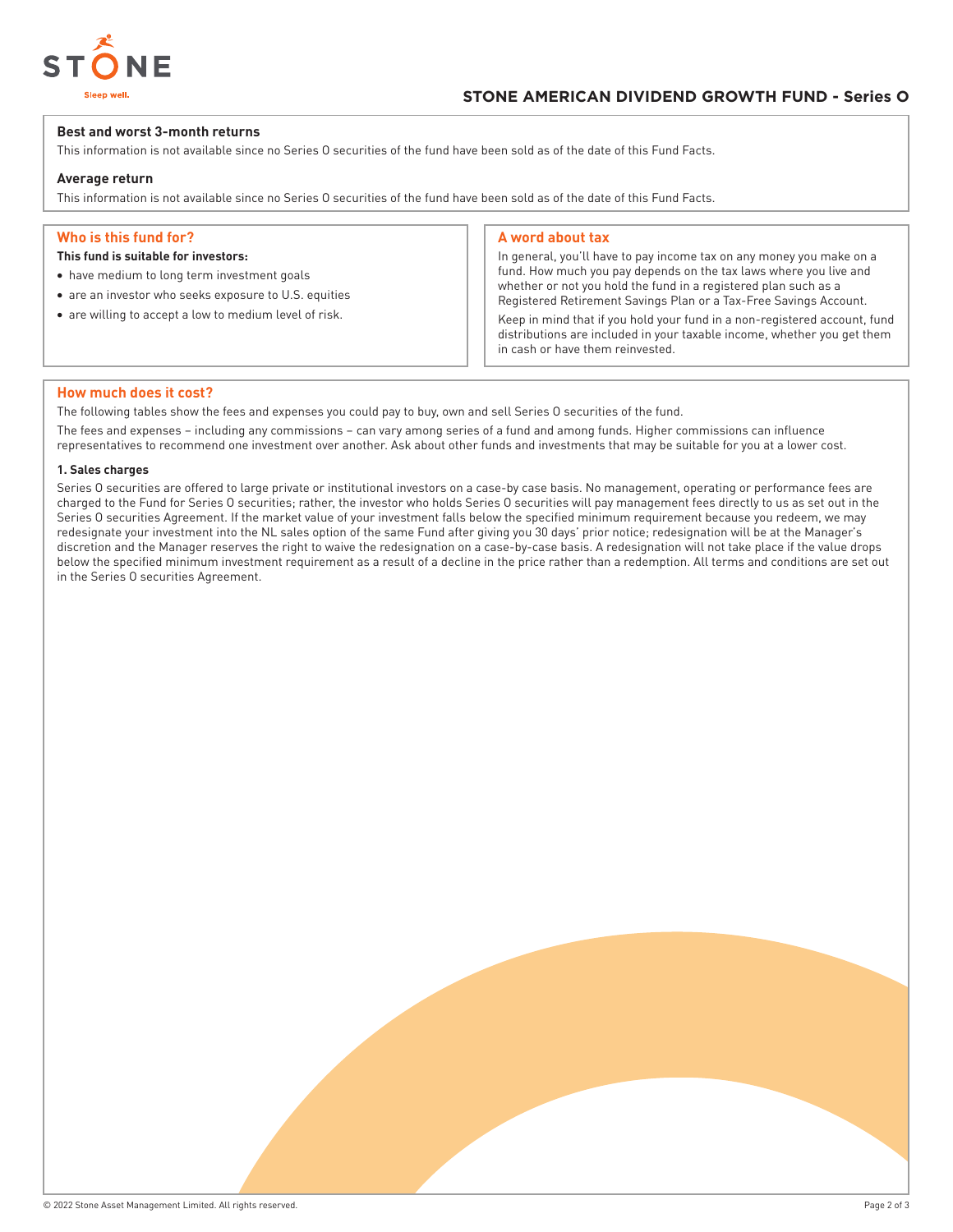### Best and worst 3-month returns

This information is not available since no Series O securities of the fund have been sold as of the date of this Fund Facts.

### Average return

This information is not available since no Series O securities of the fund have been sold as of the date of this Fund Facts.

## Who is this fund for?

**This fund is suitable for investors:**

- have medium to long term investment goals
- are an investor who seeks exposure to U.S. equities
- are willing to accept a low to medium level of risk.

## A word about tax

In general, you'll have to pay income tax on any money you make on a fund. How much you pay depends on the tax laws where you live and whether or not you hold the fund in a registered plan such as a Registered Retirement Savings Plan or a Tax-Free Savings Account.

Keep in mind that if you hold your fund in a non-registered account, fund distributions are included in your taxable income, whether you get them in cash or have them reinvested.

## How much does it cost?

The following tables show the fees and expenses you could pay to buy, own and sell Series O securities of the fund.

The fees and expenses – including any commissions – can vary among series of a fund and among funds. Higher commissions can influence representatives to recommend one investment over another. Ask about other funds and investments that may be suitable for you at a lower cost.

### 1. Sales charges

Series O securities are offered to large private or institutional investors on a case-by case basis. No management, operating or performance fees are charged to the Fund for Series O securities; rather, the investor who holds Series O securities will pay management fees directly to us as set out in the Series O securities Agreement. If the market value of your investment falls below the specified minimum requirement because you redeem, we may redesignate your investment into the NL sales option of the same Fund after giving you 30 days' prior notice; redesignation will be at the Manager's discretion and the Manager reserves the right to waive the redesignation on a case-by-case basis. A redesignation will not take place if the value drops below the specified minimum investment requirement as a result of a decline in the price rather than a redemption. All terms and conditions are set out in the Series O securities Agreement.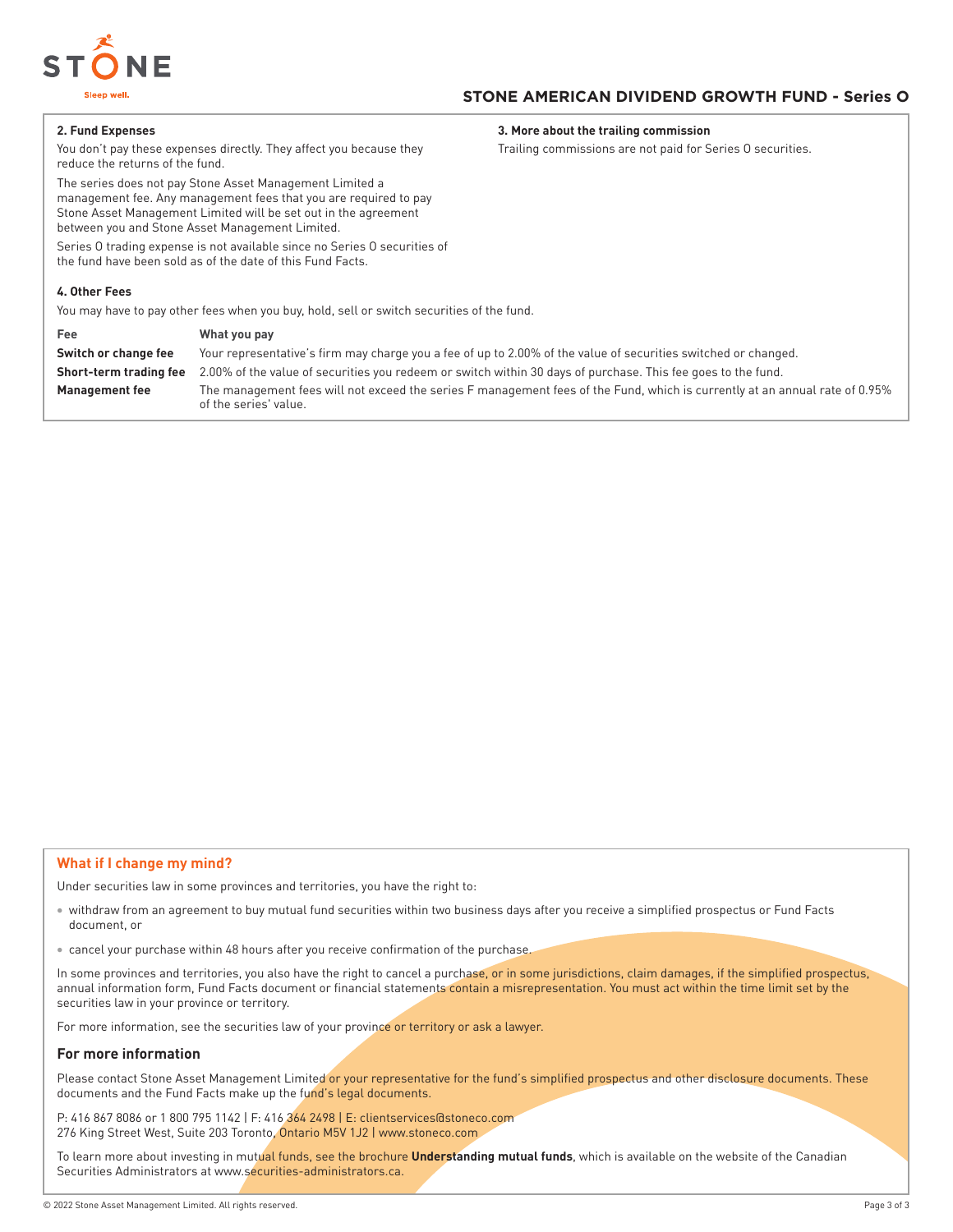# STONE AMERICAN DIVIDEND GROWTH FUND - Series O

### 2. Fund Expenses

You don't pay these expenses directly. They affect you because they reduce the returns of the fund.

The series does not pay Stone Asset Management Limited a management fee. Any management fees that you are required to pay Stone Asset Management Limited will be set out in the agreement between you and Stone Asset Management Limited.

Series O trading expense is not available since no Series O securities of the fund have been sold as of the date of this Fund Facts.

### 3. More about the trailing commission

Trailing commissions are not paid for Series O securities.

### 4. Other Fees

You may have to pay other fees when you buy, hold, sell or switch securities of the fund.

| Fee | What you pay |
|---|---|
| **Switch or change fee** | Your representative's firm may charge you a fee of up to 2.00% of the value of securities switched or changed. |
| **Short-term trading fee** | 2.00% of the value of securities you redeem or switch within 30 days of purchase. This fee goes to the fund. |
| **Management fee** | The management fees will not exceed the series F management fees of the Fund, which is currently at an annual rate of 0.95% of the series' value. |

## What if I change my mind?

Under securities law in some provinces and territories, you have the right to:

- withdraw from an agreement to buy mutual fund securities within two business days after you receive a simplified prospectus or Fund Facts document, or
- cancel your purchase within 48 hours after you receive confirmation of the purchase.

In some provinces and territories, you also have the right to cancel a purchase, or in some jurisdictions, claim damages, if the simplified prospectus, annual information form, Fund Facts document or financial statements contain a misrepresentation. You must act within the time limit set by the securities law in your province or territory.

For more information, see the securities law of your province or territory or ask a lawyer.

## For more information

Please contact Stone Asset Management Limited or your representative for the fund's simplified prospectus and other disclosure documents. These documents and the Fund Facts make up the fund's legal documents.

P: 416 867 8086 or 1 800 795 1142 | F: 416 364 2498 | E: clientservices@stoneco.com
276 King Street West, Suite 203 Toronto, Ontario M5V 1J2 | www.stoneco.com

To learn more about investing in mutual funds, see the brochure **Understanding mutual funds**, which is available on the website of the Canadian Securities Administrators at www.securities-administrators.ca.

© 2022 Stone Asset Management Limited. All rights reserved.